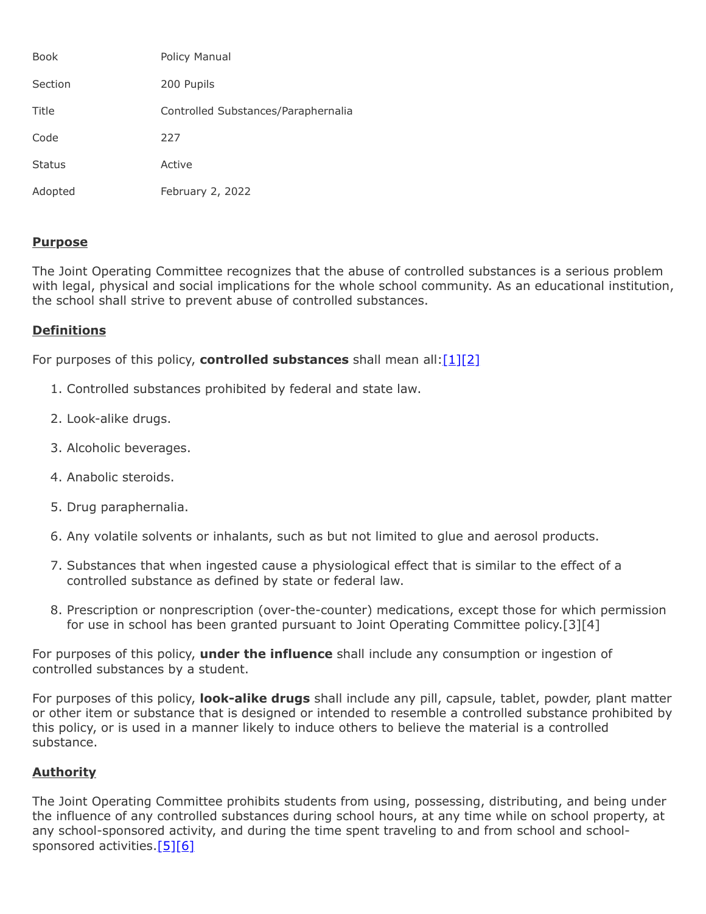| | |
|---|---|
| Book | Policy Manual |
| Section | 200 Pupils |
| Title | Controlled Substances/Paraphernalia |
| Code | 227 |
| Status | Active |
| Adopted | February 2, 2022 |

## Purpose

The Joint Operating Committee recognizes that the abuse of controlled substances is a serious problem with legal, physical and social implications for the whole school community. As an educational institution, the school shall strive to prevent abuse of controlled substances.

## Definitions

For purposes of this policy, **controlled substances** shall mean all:[1][2]

1. Controlled substances prohibited by federal and state law.
2. Look-alike drugs.
3. Alcoholic beverages.
4. Anabolic steroids.
5. Drug paraphernalia.
6. Any volatile solvents or inhalants, such as but not limited to glue and aerosol products.
7. Substances that when ingested cause a physiological effect that is similar to the effect of a controlled substance as defined by state or federal law.
8. Prescription or nonprescription (over-the-counter) medications, except those for which permission for use in school has been granted pursuant to Joint Operating Committee policy.[3][4]

For purposes of this policy, **under the influence** shall include any consumption or ingestion of controlled substances by a student.

For purposes of this policy, **look-alike drugs** shall include any pill, capsule, tablet, powder, plant matter or other item or substance that is designed or intended to resemble a controlled substance prohibited by this policy, or is used in a manner likely to induce others to believe the material is a controlled substance.

## Authority

The Joint Operating Committee prohibits students from using, possessing, distributing, and being under the influence of any controlled substances during school hours, at any time while on school property, at any school-sponsored activity, and during the time spent traveling to and from school and school-sponsored activities.[5][6]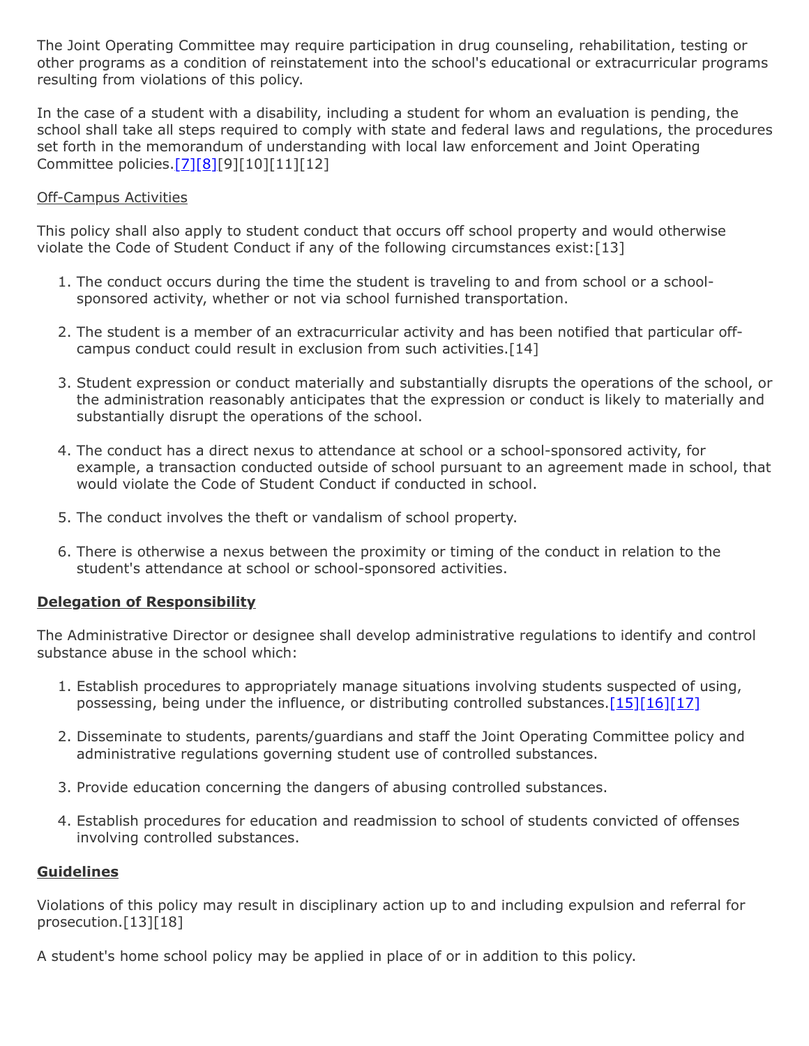The Joint Operating Committee may require participation in drug counseling, rehabilitation, testing or other programs as a condition of reinstatement into the school's educational or extracurricular programs resulting from violations of this policy.

In the case of a student with a disability, including a student for whom an evaluation is pending, the school shall take all steps required to comply with state and federal laws and regulations, the procedures set forth in the memorandum of understanding with local law enforcement and Joint Operating Committee policies.[7][8][9][10][11][12]

Off-Campus Activities

This policy shall also apply to student conduct that occurs off school property and would otherwise violate the Code of Student Conduct if any of the following circumstances exist:[13]

1. The conduct occurs during the time the student is traveling to and from school or a school-sponsored activity, whether or not via school furnished transportation.
2. The student is a member of an extracurricular activity and has been notified that particular off-campus conduct could result in exclusion from such activities.[14]
3. Student expression or conduct materially and substantially disrupts the operations of the school, or the administration reasonably anticipates that the expression or conduct is likely to materially and substantially disrupt the operations of the school.
4. The conduct has a direct nexus to attendance at school or a school-sponsored activity, for example, a transaction conducted outside of school pursuant to an agreement made in school, that would violate the Code of Student Conduct if conducted in school.
5. The conduct involves the theft or vandalism of school property.
6. There is otherwise a nexus between the proximity or timing of the conduct in relation to the student's attendance at school or school-sponsored activities.

## Delegation of Responsibility

The Administrative Director or designee shall develop administrative regulations to identify and control substance abuse in the school which:

1. Establish procedures to appropriately manage situations involving students suspected of using, possessing, being under the influence, or distributing controlled substances.[15][16][17]
2. Disseminate to students, parents/guardians and staff the Joint Operating Committee policy and administrative regulations governing student use of controlled substances.
3. Provide education concerning the dangers of abusing controlled substances.
4. Establish procedures for education and readmission to school of students convicted of offenses involving controlled substances.

## Guidelines

Violations of this policy may result in disciplinary action up to and including expulsion and referral for prosecution.[13][18]

A student's home school policy may be applied in place of or in addition to this policy.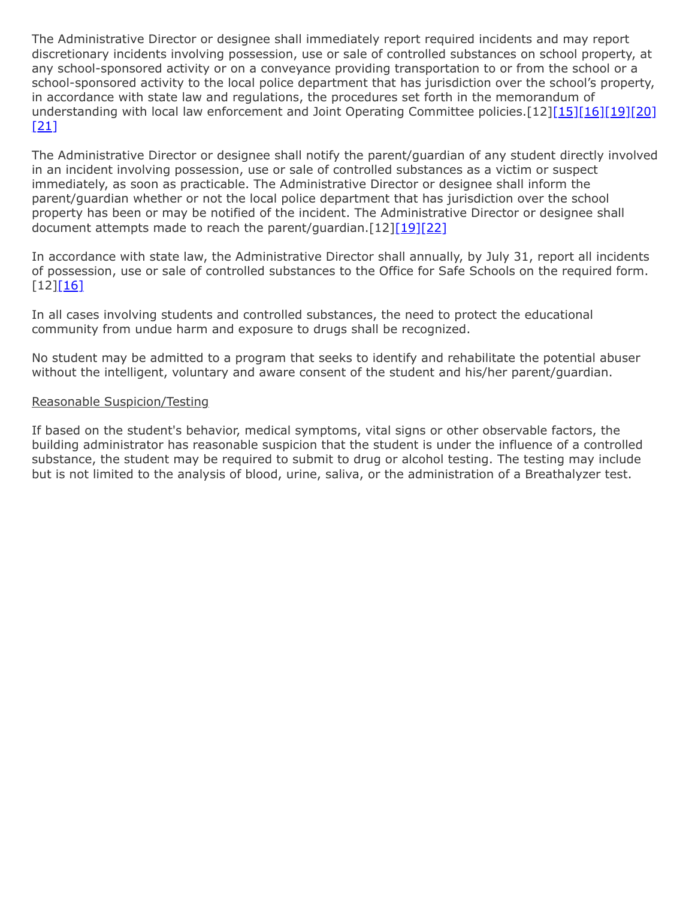The Administrative Director or designee shall immediately report required incidents and may report discretionary incidents involving possession, use or sale of controlled substances on school property, at any school-sponsored activity or on a conveyance providing transportation to or from the school or a school-sponsored activity to the local police department that has jurisdiction over the school's property, in accordance with state law and regulations, the procedures set forth in the memorandum of understanding with local law enforcement and Joint Operating Committee policies.[12][15][16][19][20][21]

The Administrative Director or designee shall notify the parent/guardian of any student directly involved in an incident involving possession, use or sale of controlled substances as a victim or suspect immediately, as soon as practicable. The Administrative Director or designee shall inform the parent/guardian whether or not the local police department that has jurisdiction over the school property has been or may be notified of the incident. The Administrative Director or designee shall document attempts made to reach the parent/guardian.[12][19][22]

In accordance with state law, the Administrative Director shall annually, by July 31, report all incidents of possession, use or sale of controlled substances to the Office for Safe Schools on the required form.[12][16]

In all cases involving students and controlled substances, the need to protect the educational community from undue harm and exposure to drugs shall be recognized.

No student may be admitted to a program that seeks to identify and rehabilitate the potential abuser without the intelligent, voluntary and aware consent of the student and his/her parent/guardian.

Reasonable Suspicion/Testing

If based on the student's behavior, medical symptoms, vital signs or other observable factors, the building administrator has reasonable suspicion that the student is under the influence of a controlled substance, the student may be required to submit to drug or alcohol testing. The testing may include but is not limited to the analysis of blood, urine, saliva, or the administration of a Breathalyzer test.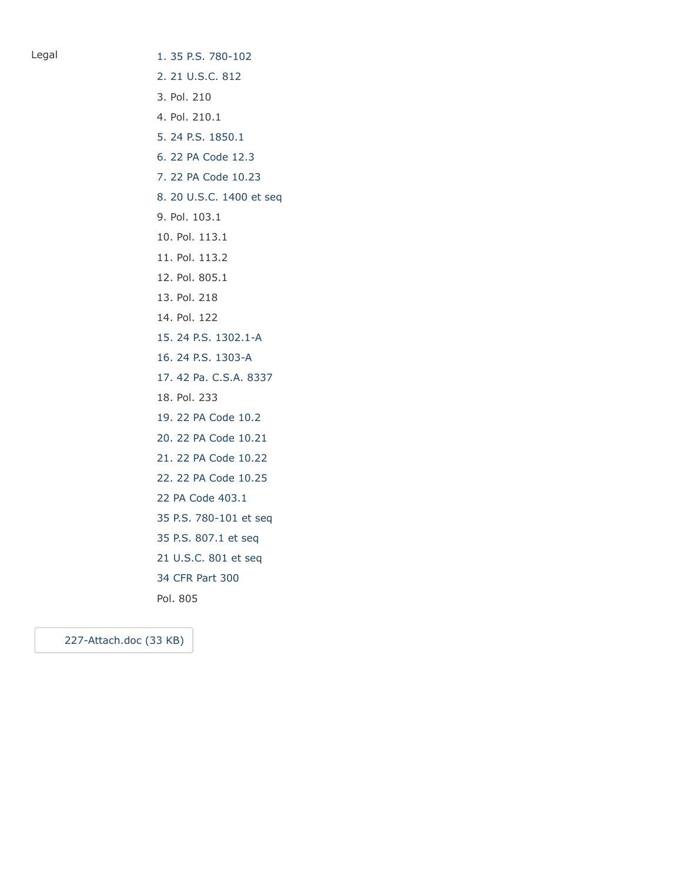Legal

1. 35 P.S. 780-102
2. 21 U.S.C. 812
3. Pol. 210
4. Pol. 210.1
5. 24 P.S. 1850.1
6. 22 PA Code 12.3
7. 22 PA Code 10.23
8. 20 U.S.C. 1400 et seq
9. Pol. 103.1
10. Pol. 113.1
11. Pol. 113.2
12. Pol. 805.1
13. Pol. 218
14. Pol. 122
15. 24 P.S. 1302.1-A
16. 24 P.S. 1303-A
17. 42 Pa. C.S.A. 8337
18. Pol. 233
19. 22 PA Code 10.2
20. 22 PA Code 10.21
21. 22 PA Code 10.22
22. 22 PA Code 10.25

22 PA Code 403.1

35 P.S. 780-101 et seq

35 P.S. 807.1 et seq

21 U.S.C. 801 et seq

34 CFR Part 300

Pol. 805

227-Attach.doc (33 KB)